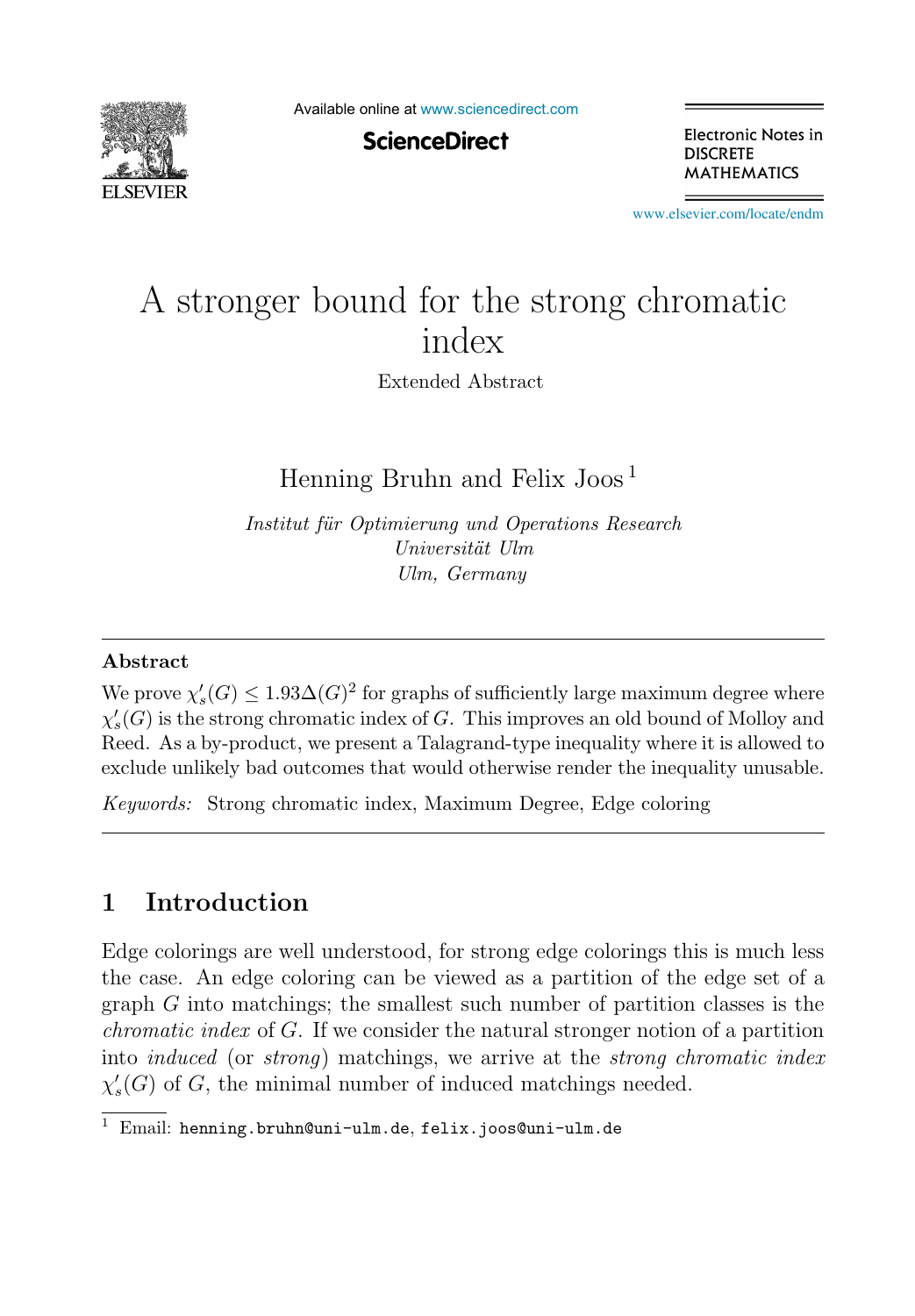# A stronger bound for the strong chromatic index

Extended Abstract

Henning Bruhn and Felix Joos [1]

*Institut für Optimierung und Operations Research*
*Universität Ulm*
*Ulm, Germany*

---

### Abstract

We prove $\chi'_s(G) \leq 1.93\Delta(G)^2$ for graphs of sufficiently large maximum degree where $\chi'_s(G)$ is the strong chromatic index of $G$. This improves an old bound of Molloy and Reed. As a by-product, we present a Talagrand-type inequality where it is allowed to exclude unlikely bad outcomes that would otherwise render the inequality unusable.

*Keywords:* Strong chromatic index, Maximum Degree, Edge coloring

---

## 1 Introduction

Edge colorings are well understood, for strong edge colorings this is much less the case. An edge coloring can be viewed as a partition of the edge set of a graph $G$ into matchings; the smallest such number of partition classes is the *chromatic index* of $G$. If we consider the natural stronger notion of a partition into *induced* (or *strong*) matchings, we arrive at the *strong chromatic index* $\chi'_s(G)$ of $G$, the minimal number of induced matchings needed.

---

[1] Email: henning.bruhn@uni-ulm.de, felix.joos@uni-ulm.de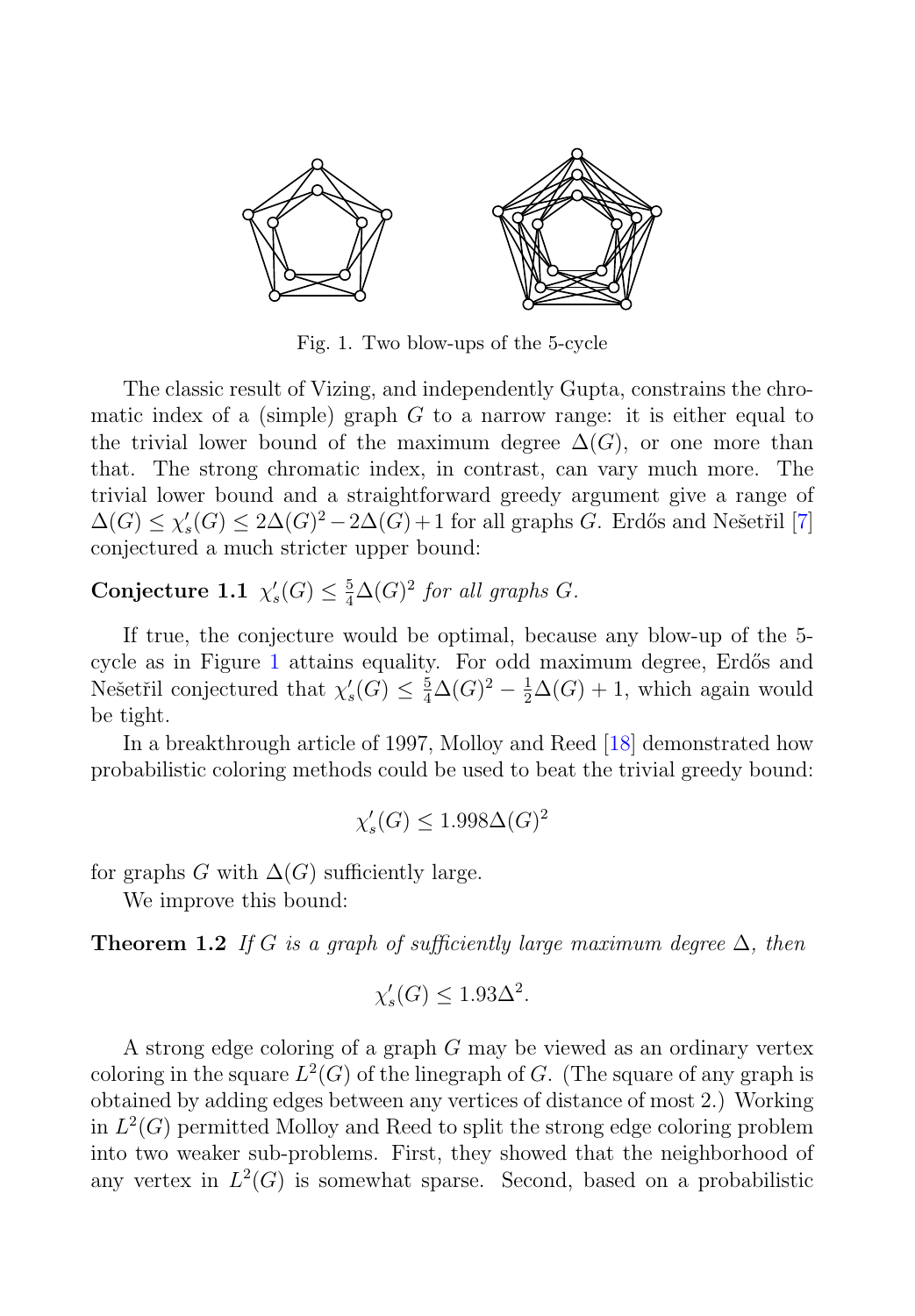Fig. 1. Two blow-ups of the 5-cycle

The classic result of Vizing, and independently Gupta, constrains the chromatic index of a (simple) graph $G$ to a narrow range: it is either equal to the trivial lower bound of the maximum degree $\Delta(G)$, or one more than that. The strong chromatic index, in contrast, can vary much more. The trivial lower bound and a straightforward greedy argument give a range of $\Delta(G) \leq \chi'_s(G) \leq 2\Delta(G)^2 - 2\Delta(G) + 1$ for all graphs $G$. Erdős and Nešetřil [7] conjectured a much stricter upper bound:

**Conjecture 1.1** *$\chi'_s(G) \leq \frac{5}{4}\Delta(G)^2$ for all graphs $G$.*

If true, the conjecture would be optimal, because any blow-up of the 5-cycle as in Figure 1 attains equality. For odd maximum degree, Erdős and Nešetřil conjectured that $\chi'_s(G) \leq \frac{5}{4}\Delta(G)^2 - \frac{1}{2}\Delta(G) + 1$, which again would be tight.

In a breakthrough article of 1997, Molloy and Reed [18] demonstrated how probabilistic coloring methods could be used to beat the trivial greedy bound:

$$\chi'_s(G) \leq 1.998\Delta(G)^2$$

for graphs $G$ with $\Delta(G)$ sufficiently large.

We improve this bound:

**Theorem 1.2** *If $G$ is a graph of sufficiently large maximum degree $\Delta$, then*

$$\chi'_s(G) \leq 1.93\Delta^2.$$

A strong edge coloring of a graph $G$ may be viewed as an ordinary vertex coloring in the square $L^2(G)$ of the linegraph of $G$. (The square of any graph is obtained by adding edges between any vertices of distance of most 2.) Working in $L^2(G)$ permitted Molloy and Reed to split the strong edge coloring problem into two weaker sub-problems. First, they showed that the neighborhood of any vertex in $L^2(G)$ is somewhat sparse. Second, based on a probabilistic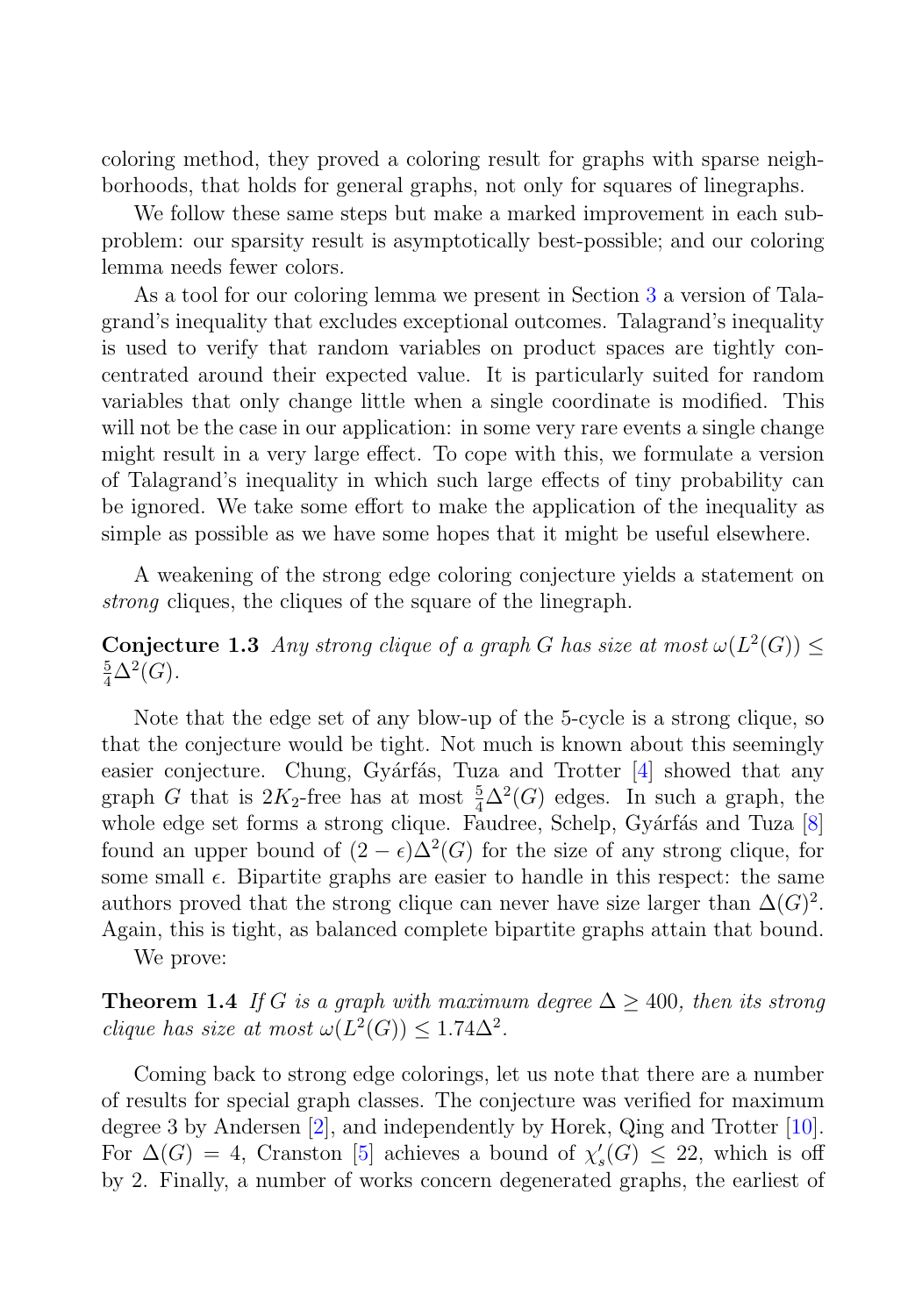coloring method, they proved a coloring result for graphs with sparse neighborhoods, that holds for general graphs, not only for squares of linegraphs.

We follow these same steps but make a marked improvement in each subproblem: our sparsity result is asymptotically best-possible; and our coloring lemma needs fewer colors.

As a tool for our coloring lemma we present in Section 3 a version of Talagrand's inequality that excludes exceptional outcomes. Talagrand's inequality is used to verify that random variables on product spaces are tightly concentrated around their expected value. It is particularly suited for random variables that only change little when a single coordinate is modified. This will not be the case in our application: in some very rare events a single change might result in a very large effect. To cope with this, we formulate a version of Talagrand's inequality in which such large effects of tiny probability can be ignored. We take some effort to make the application of the inequality as simple as possible as we have some hopes that it might be useful elsewhere.

A weakening of the strong edge coloring conjecture yields a statement on *strong* cliques, the cliques of the square of the linegraph.

**Conjecture 1.3** *Any strong clique of a graph $G$ has size at most $\omega(L^2(G)) \leq \frac{5}{4}\Delta^2(G)$.*

Note that the edge set of any blow-up of the 5-cycle is a strong clique, so that the conjecture would be tight. Not much is known about this seemingly easier conjecture. Chung, Gyárfás, Tuza and Trotter [4] showed that any graph $G$ that is $2K_2$-free has at most $\frac{5}{4}\Delta^2(G)$ edges. In such a graph, the whole edge set forms a strong clique. Faudree, Schelp, Gyárfás and Tuza [8] found an upper bound of $(2-\epsilon)\Delta^2(G)$ for the size of any strong clique, for some small $\epsilon$. Bipartite graphs are easier to handle in this respect: the same authors proved that the strong clique can never have size larger than $\Delta(G)^2$. Again, this is tight, as balanced complete bipartite graphs attain that bound.

We prove:

**Theorem 1.4** *If $G$ is a graph with maximum degree $\Delta \geq 400$, then its strong clique has size at most $\omega(L^2(G)) \leq 1.74\Delta^2$.*

Coming back to strong edge colorings, let us note that there are a number of results for special graph classes. The conjecture was verified for maximum degree 3 by Andersen [2], and independently by Horek, Qing and Trotter [10]. For $\Delta(G) = 4$, Cranston [5] achieves a bound of $\chi'_s(G) \leq 22$, which is off by 2. Finally, a number of works concern degenerated graphs, the earliest of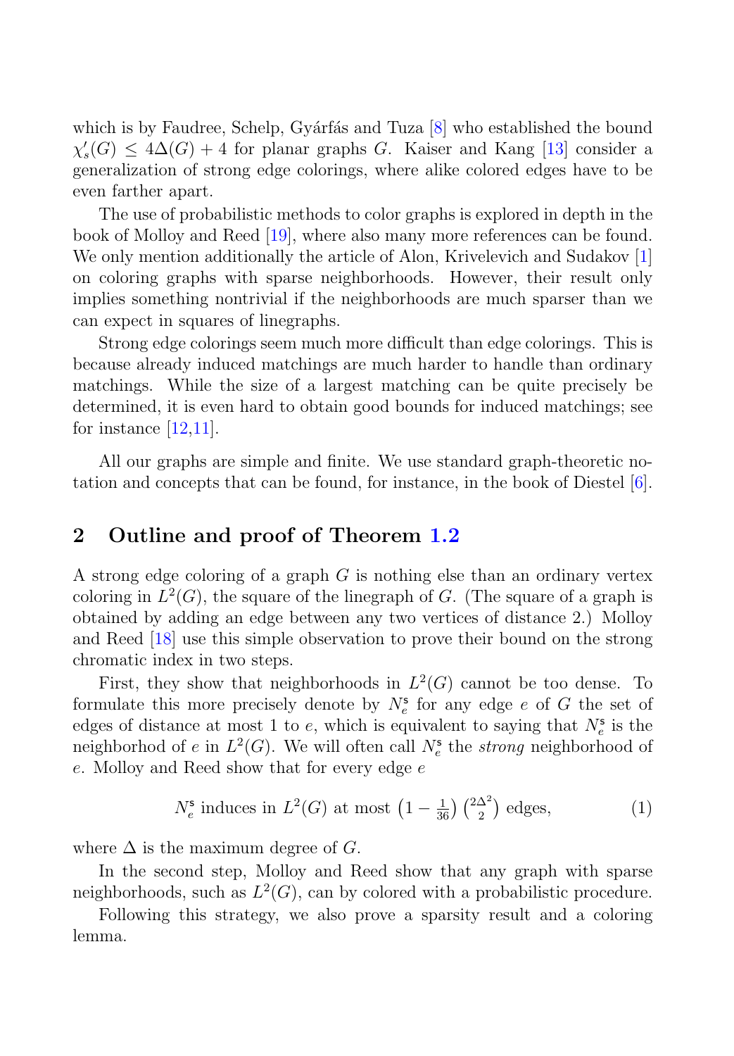which is by Faudree, Schelp, Gyárfás and Tuza [8] who established the bound $\chi'_s(G) \leq 4\Delta(G) + 4$ for planar graphs $G$. Kaiser and Kang [13] consider a generalization of strong edge colorings, where alike colored edges have to be even farther apart.

The use of probabilistic methods to color graphs is explored in depth in the book of Molloy and Reed [19], where also many more references can be found. We only mention additionally the article of Alon, Krivelevich and Sudakov [1] on coloring graphs with sparse neighborhoods. However, their result only implies something nontrivial if the neighborhoods are much sparser than we can expect in squares of linegraphs.

Strong edge colorings seem much more difficult than edge colorings. This is because already induced matchings are much harder to handle than ordinary matchings. While the size of a largest matching can be quite precisely be determined, it is even hard to obtain good bounds for induced matchings; see for instance [12,11].

All our graphs are simple and finite. We use standard graph-theoretic notation and concepts that can be found, for instance, in the book of Diestel [6].

## 2 Outline and proof of Theorem 1.2

A strong edge coloring of a graph $G$ is nothing else than an ordinary vertex coloring in $L^2(G)$, the square of the linegraph of $G$. (The square of a graph is obtained by adding an edge between any two vertices of distance 2.) Molloy and Reed [18] use this simple observation to prove their bound on the strong chromatic index in two steps.

First, they show that neighborhoods in $L^2(G)$ cannot be too dense. To formulate this more precisely denote by $N^{\mathsf{s}}_e$ for any edge $e$ of $G$ the set of edges of distance at most 1 to $e$, which is equivalent to saying that $N^{\mathsf{s}}_e$ is the neighborhod of $e$ in $L^2(G)$. We will often call $N^{\mathsf{s}}_e$ the *strong* neighborhood of $e$. Molloy and Reed show that for every edge $e$

$$N^{\mathsf{s}}_e \text{ induces in } L^2(G) \text{ at most } \left(1 - \tfrac{1}{36}\right)\binom{2\Delta^2}{2} \text{ edges,} \tag{1}$$

where $\Delta$ is the maximum degree of $G$.

In the second step, Molloy and Reed show that any graph with sparse neighborhoods, such as $L^2(G)$, can by colored with a probabilistic procedure.

Following this strategy, we also prove a sparsity result and a coloring lemma.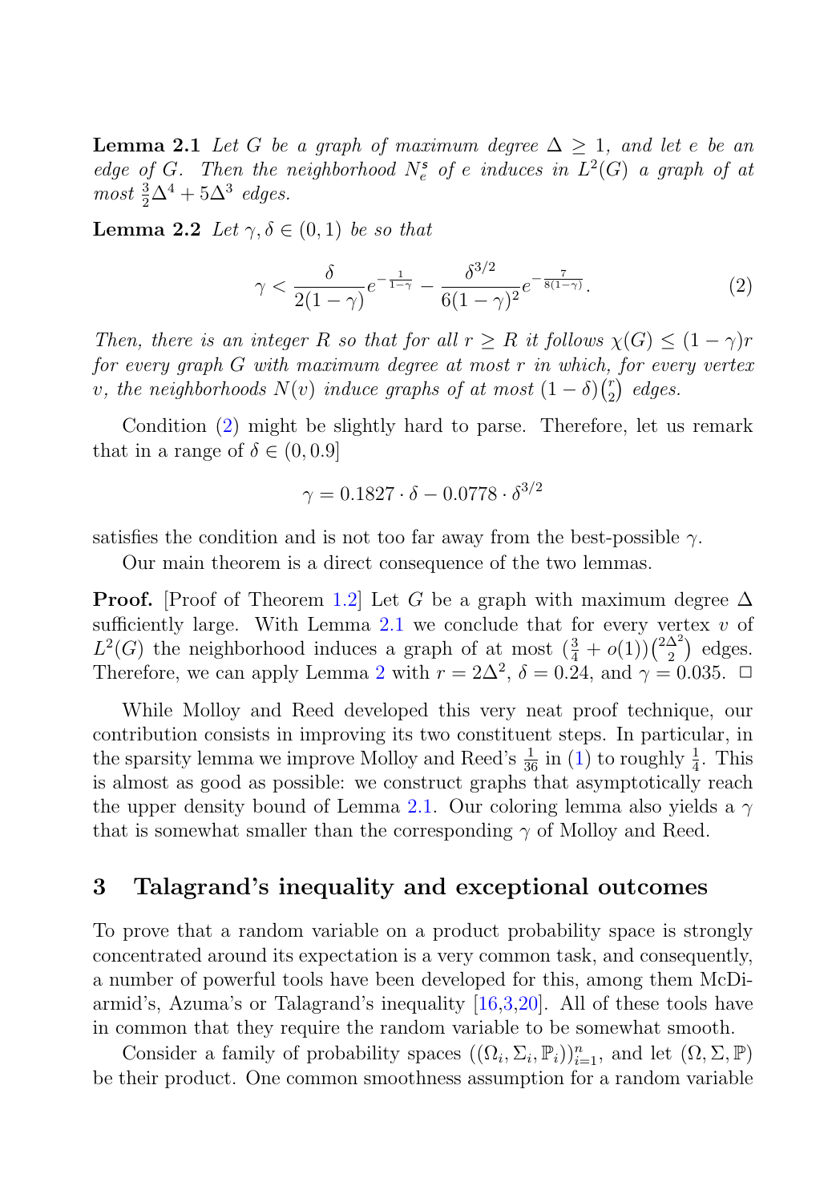**Lemma 2.1** *Let $G$ be a graph of maximum degree $\Delta \geq 1$, and let $e$ be an edge of $G$. Then the neighborhood $N_e^{\boldsymbol{s}}$ of $e$ induces in $L^2(G)$ a graph of at most $\frac{3}{2}\Delta^4 + 5\Delta^3$ edges.*

**Lemma 2.2** *Let $\gamma, \delta \in (0,1)$ be so that*

$$\gamma < \frac{\delta}{2(1-\gamma)} e^{-\frac{1}{1-\gamma}} - \frac{\delta^{3/2}}{6(1-\gamma)^2} e^{-\frac{7}{8(1-\gamma)}}. \tag{2}$$

*Then, there is an integer $R$ so that for all $r \geq R$ it follows $\chi(G) \leq (1-\gamma)r$ for every graph $G$ with maximum degree at most $r$ in which, for every vertex $v$, the neighborhoods $N(v)$ induce graphs of at most $(1-\delta)\binom{r}{2}$ edges.*

Condition (2) might be slightly hard to parse. Therefore, let us remark that in a range of $\delta \in (0, 0.9]$

$$\gamma = 0.1827 \cdot \delta - 0.0778 \cdot \delta^{3/2}$$

satisfies the condition and is not too far away from the best-possible $\gamma$.

Our main theorem is a direct consequence of the two lemmas.

**Proof.** [Proof of Theorem 1.2] Let $G$ be a graph with maximum degree $\Delta$ sufficiently large. With Lemma 2.1 we conclude that for every vertex $v$ of $L^2(G)$ the neighborhood induces a graph of at most $(\frac{3}{4} + o(1))\binom{2\Delta^2}{2}$ edges. Therefore, we can apply Lemma 2 with $r = 2\Delta^2$, $\delta = 0.24$, and $\gamma = 0.035$. ☐

While Molloy and Reed developed this very neat proof technique, our contribution consists in improving its two constituent steps. In particular, in the sparsity lemma we improve Molloy and Reed's $\frac{1}{36}$ in (1) to roughly $\frac{1}{4}$. This is almost as good as possible: we construct graphs that asymptotically reach the upper density bound of Lemma 2.1. Our coloring lemma also yields a $\gamma$ that is somewhat smaller than the corresponding $\gamma$ of Molloy and Reed.

## 3 Talagrand's inequality and exceptional outcomes

To prove that a random variable on a product probability space is strongly concentrated around its expectation is a very common task, and consequently, a number of powerful tools have been developed for this, among them McDiarmid's, Azuma's or Talagrand's inequality [16,3,20]. All of these tools have in common that they require the random variable to be somewhat smooth.

Consider a family of probability spaces $((\Omega_i, \Sigma_i, \mathbb{P}_i))_{i=1}^n$, and let $(\Omega, \Sigma, \mathbb{P})$ be their product. One common smoothness assumption for a random variable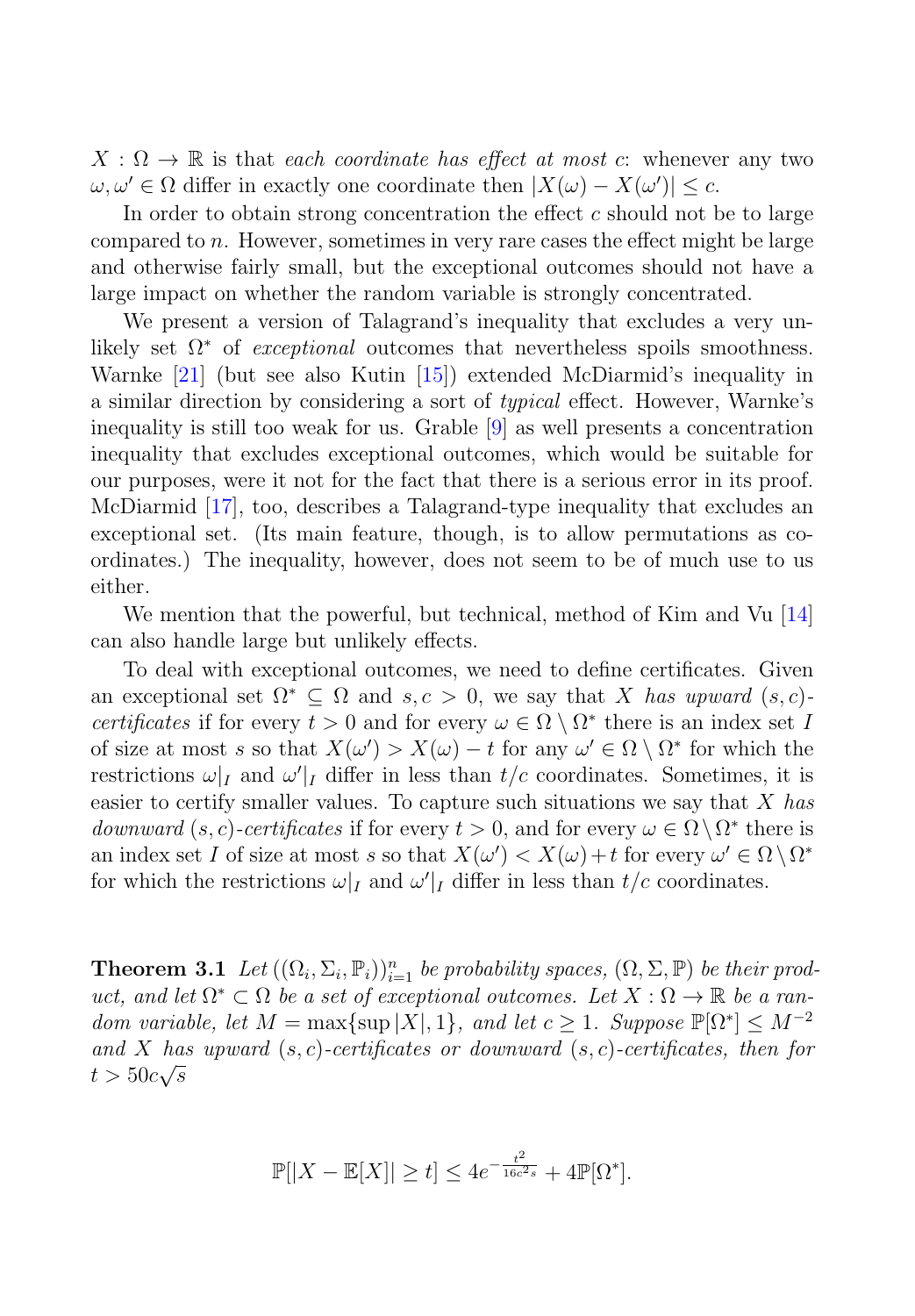$X : \Omega \to \mathbb{R}$ is that *each coordinate has effect at most* $c$: whenever any two $\omega, \omega' \in \Omega$ differ in exactly one coordinate then $|X(\omega) - X(\omega')| \leq c$.

In order to obtain strong concentration the effect $c$ should not be to large compared to $n$. However, sometimes in very rare cases the effect might be large and otherwise fairly small, but the exceptional outcomes should not have a large impact on whether the random variable is strongly concentrated.

We present a version of Talagrand's inequality that excludes a very unlikely set $\Omega^*$ of *exceptional* outcomes that nevertheless spoils smoothness. Warnke [21] (but see also Kutin [15]) extended McDiarmid's inequality in a similar direction by considering a sort of *typical* effect. However, Warnke's inequality is still too weak for us. Grable [9] as well presents a concentration inequality that excludes exceptional outcomes, which would be suitable for our purposes, were it not for the fact that there is a serious error in its proof. McDiarmid [17], too, describes a Talagrand-type inequality that excludes an exceptional set. (Its main feature, though, is to allow permutations as coordinates.) The inequality, however, does not seem to be of much use to us either.

We mention that the powerful, but technical, method of Kim and Vu [14] can also handle large but unlikely effects.

To deal with exceptional outcomes, we need to define certificates. Given an exceptional set $\Omega^* \subseteq \Omega$ and $s, c > 0$, we say that $X$ *has upward* $(s, c)$*-certificates* if for every $t > 0$ and for every $\omega \in \Omega \setminus \Omega^*$ there is an index set $I$ of size at most $s$ so that $X(\omega') > X(\omega) - t$ for any $\omega' \in \Omega \setminus \Omega^*$ for which the restrictions $\omega|_I$ and $\omega'|_I$ differ in less than $t/c$ coordinates. Sometimes, it is easier to certify smaller values. To capture such situations we say that $X$ *has downward* $(s, c)$*-certificates* if for every $t > 0$, and for every $\omega \in \Omega \setminus \Omega^*$ there is an index set $I$ of size at most $s$ so that $X(\omega') < X(\omega) + t$ for every $\omega' \in \Omega \setminus \Omega^*$ for which the restrictions $\omega|_I$ and $\omega'|_I$ differ in less than $t/c$ coordinates.

**Theorem 3.1** *Let* $((\Omega_i, \Sigma_i, \mathbb{P}_i))_{i=1}^n$ *be probability spaces,* $(\Omega, \Sigma, \mathbb{P})$ *be their product, and let* $\Omega^* \subset \Omega$ *be a set of exceptional outcomes. Let* $X : \Omega \to \mathbb{R}$ *be a random variable, let* $M = \max\{\sup |X|, 1\}$*, and let* $c \geq 1$*. Suppose* $\mathbb{P}[\Omega^*] \leq M^{-2}$ *and* $X$ *has upward* $(s, c)$*-certificates or downward* $(s, c)$*-certificates, then for* $t > 50c\sqrt{s}$

$$\mathbb{P}[|X - \mathbb{E}[X]| \geq t] \leq 4e^{-\frac{t^2}{16c^2 s}} + 4\mathbb{P}[\Omega^*].$$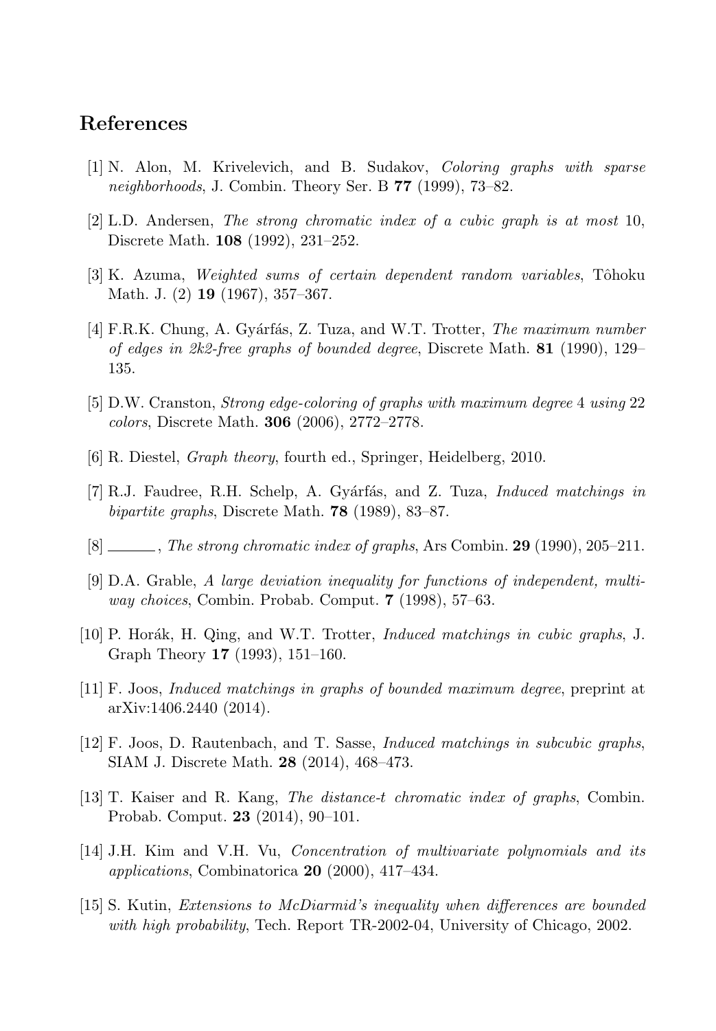## References

[1] N. Alon, M. Krivelevich, and B. Sudakov, *Coloring graphs with sparse neighborhoods*, J. Combin. Theory Ser. B **77** (1999), 73–82.

[2] L.D. Andersen, *The strong chromatic index of a cubic graph is at most* 10, Discrete Math. **108** (1992), 231–252.

[3] K. Azuma, *Weighted sums of certain dependent random variables*, Tôhoku Math. J. (2) **19** (1967), 357–367.

[4] F.R.K. Chung, A. Gyárfás, Z. Tuza, and W.T. Trotter, *The maximum number of edges in 2k2-free graphs of bounded degree*, Discrete Math. **81** (1990), 129–135.

[5] D.W. Cranston, *Strong edge-coloring of graphs with maximum degree* 4 *using* 22 *colors*, Discrete Math. **306** (2006), 2772–2778.

[6] R. Diestel, *Graph theory*, fourth ed., Springer, Heidelberg, 2010.

[7] R.J. Faudree, R.H. Schelp, A. Gyárfás, and Z. Tuza, *Induced matchings in bipartite graphs*, Discrete Math. **78** (1989), 83–87.

[8] ______, *The strong chromatic index of graphs*, Ars Combin. **29** (1990), 205–211.

[9] D.A. Grable, *A large deviation inequality for functions of independent, multi-way choices*, Combin. Probab. Comput. **7** (1998), 57–63.

[10] P. Horák, H. Qing, and W.T. Trotter, *Induced matchings in cubic graphs*, J. Graph Theory **17** (1993), 151–160.

[11] F. Joos, *Induced matchings in graphs of bounded maximum degree*, preprint at arXiv:1406.2440 (2014).

[12] F. Joos, D. Rautenbach, and T. Sasse, *Induced matchings in subcubic graphs*, SIAM J. Discrete Math. **28** (2014), 468–473.

[13] T. Kaiser and R. Kang, *The distance-t chromatic index of graphs*, Combin. Probab. Comput. **23** (2014), 90–101.

[14] J.H. Kim and V.H. Vu, *Concentration of multivariate polynomials and its applications*, Combinatorica **20** (2000), 417–434.

[15] S. Kutin, *Extensions to McDiarmid's inequality when differences are bounded with high probability*, Tech. Report TR-2002-04, University of Chicago, 2002.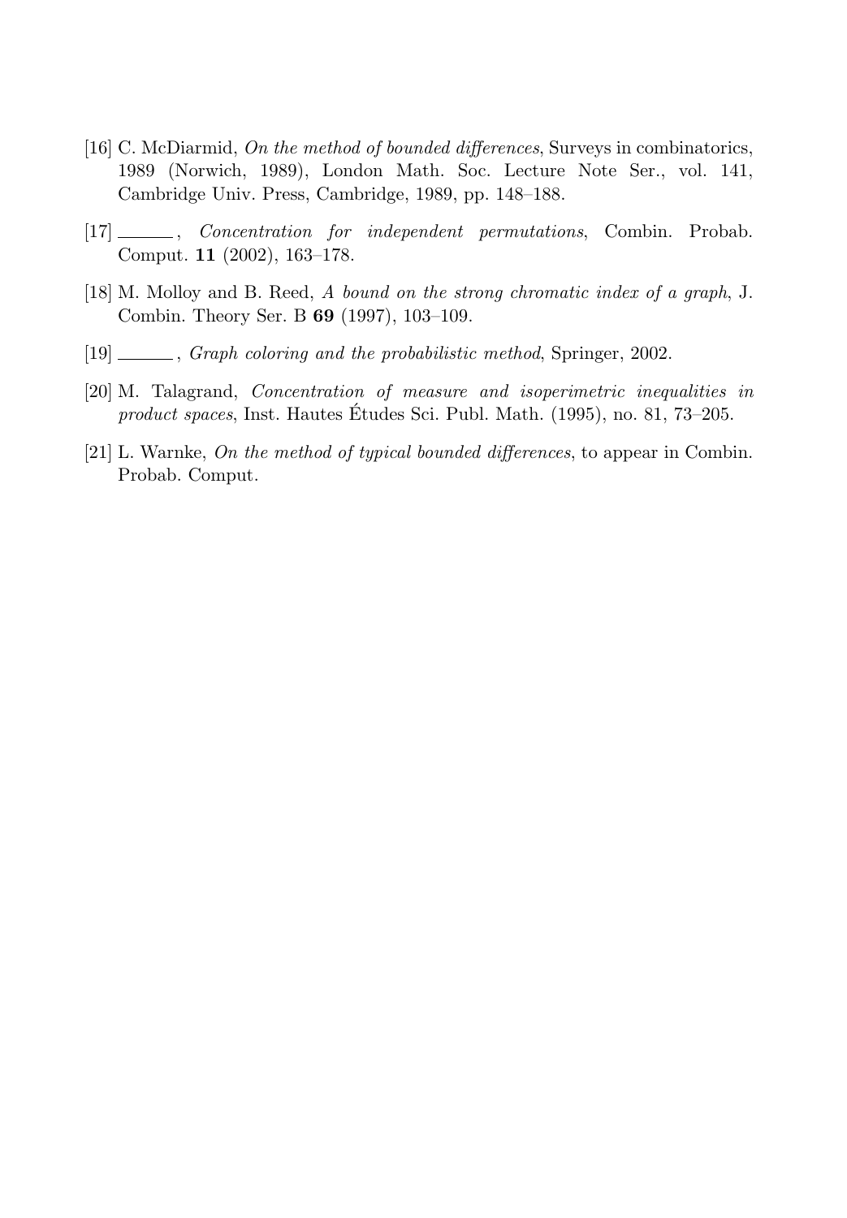[16] C. McDiarmid, *On the method of bounded differences*, Surveys in combinatorics, 1989 (Norwich, 1989), London Math. Soc. Lecture Note Ser., vol. 141, Cambridge Univ. Press, Cambridge, 1989, pp. 148–188.

[17] ______, *Concentration for independent permutations*, Combin. Probab. Comput. **11** (2002), 163–178.

[18] M. Molloy and B. Reed, *A bound on the strong chromatic index of a graph*, J. Combin. Theory Ser. B **69** (1997), 103–109.

[19] ______, *Graph coloring and the probabilistic method*, Springer, 2002.

[20] M. Talagrand, *Concentration of measure and isoperimetric inequalities in product spaces*, Inst. Hautes Études Sci. Publ. Math. (1995), no. 81, 73–205.

[21] L. Warnke, *On the method of typical bounded differences*, to appear in Combin. Probab. Comput.